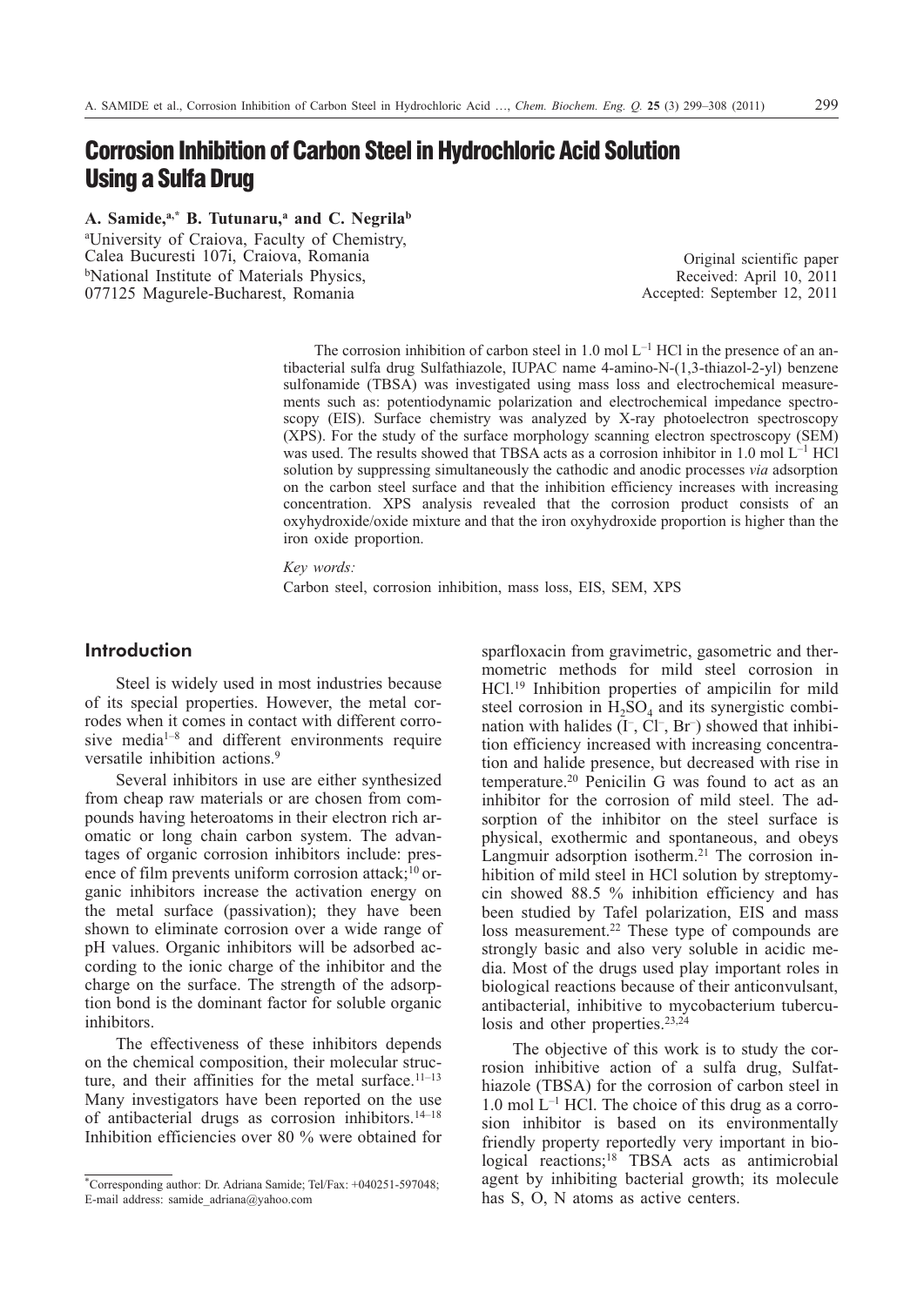# Corrosion Inhibition of Carbon Steel in Hydrochloric Acid Solution Using a Sulfa Drug

**A. Samide,[a,*] B. Tutunaru,[a] and C. Negrila[b]**

[a]University of Craiova, Faculty of Chemistry, Calea Bucuresti 107i, Craiova, Romania
[b]National Institute of Materials Physics, 077125 Magurele-Bucharest, Romania

Original scientific paper
Received: April 10, 2011
Accepted: September 12, 2011

The corrosion inhibition of carbon steel in 1.0 mol $L^{-1}$ HCl in the presence of an antibacterial sulfa drug Sulfathiazole, IUPAC name 4-amino-N-(1,3-thiazol-2-yl) benzene sulfonamide (TBSA) was investigated using mass loss and electrochemical measurements such as: potentiodynamic polarization and electrochemical impedance spectroscopy (EIS). Surface chemistry was analyzed by X-ray photoelectron spectroscopy (XPS). For the study of the surface morphology scanning electron spectroscopy (SEM) was used. The results showed that TBSA acts as a corrosion inhibitor in 1.0 mol $L^{-1}$ HCl solution by suppressing simultaneously the cathodic and anodic processes *via* adsorption on the carbon steel surface and that the inhibition efficiency increases with increasing concentration. XPS analysis revealed that the corrosion product consists of an oxyhydroxide/oxide mixture and that the iron oxyhydroxide proportion is higher than the iron oxide proportion.

*Key words:*
Carbon steel, corrosion inhibition, mass loss, EIS, SEM, XPS

## Introduction

Steel is widely used in most industries because of its special properties. However, the metal corrodes when it comes in contact with different corrosive media[1–8] and different environments require versatile inhibition actions.[9]

Several inhibitors in use are either synthesized from cheap raw materials or are chosen from compounds having heteroatoms in their electron rich aromatic or long chain carbon system. The advantages of organic corrosion inhibitors include: presence of film prevents uniform corrosion attack;[10] organic inhibitors increase the activation energy on the metal surface (passivation); they have been shown to eliminate corrosion over a wide range of pH values. Organic inhibitors will be adsorbed according to the ionic charge of the inhibitor and the charge on the surface. The strength of the adsorption bond is the dominant factor for soluble organic inhibitors.

The effectiveness of these inhibitors depends on the chemical composition, their molecular structure, and their affinities for the metal surface.[11–13] Many investigators have been reported on the use of antibacterial drugs as corrosion inhibitors.[14–18] Inhibition efficiencies over 80 % were obtained for sparfloxacin from gravimetric, gasometric and thermometric methods for mild steel corrosion in HCl.[19] Inhibition properties of ampicilin for mild steel corrosion in $H_2SO_4$ and its synergistic combination with halides ($I^-$, $Cl^-$, $Br^-$) showed that inhibition efficiency increased with increasing concentration and halide presence, but decreased with rise in temperature.[20] Penicilin G was found to act as an inhibitor for the corrosion of mild steel. The adsorption of the inhibitor on the steel surface is physical, exothermic and spontaneous, and obeys Langmuir adsorption isotherm.[21] The corrosion inhibition of mild steel in HCl solution by streptomycin showed 88.5 % inhibition efficiency and has been studied by Tafel polarization, EIS and mass loss measurement.[22] These type of compounds are strongly basic and also very soluble in acidic media. Most of the drugs used play important roles in biological reactions because of their anticonvulsant, antibacterial, inhibitive to mycobacterium tuberculosis and other properties.[23,24]

The objective of this work is to study the corrosion inhibitive action of a sulfa drug, Sulfathiazole (TBSA) for the corrosion of carbon steel in 1.0 mol $L^{-1}$ HCl. The choice of this drug as a corrosion inhibitor is based on its environmentally friendly property reportedly very important in biological reactions;[18] TBSA acts as antimicrobial agent by inhibiting bacterial growth; its molecule has S, O, N atoms as active centers.

*Corresponding author: Dr. Adriana Samide; Tel/Fax: +040251-597048; E-mail address: samide_adriana@yahoo.com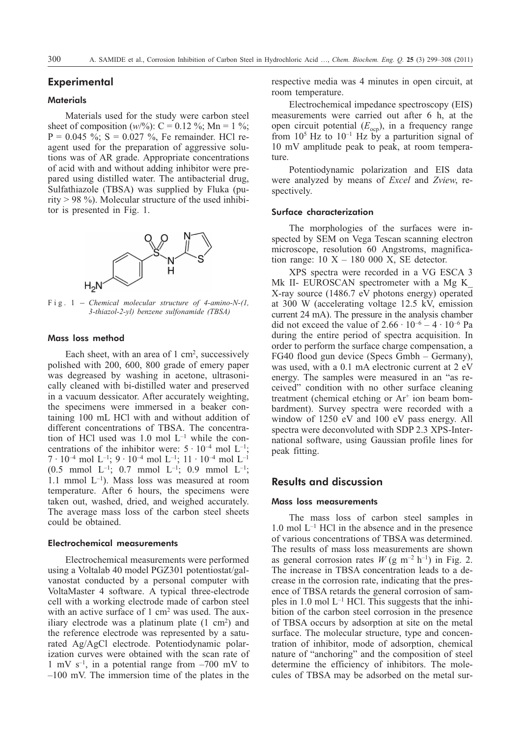## Experimental

### Materials

Materials used for the study were carbon steel sheet of composition ($w$/%): C = 0.12 %; Mn = 1 %; P = 0.045 %; S = 0.027 %, Fe remainder. HCl reagent used for the preparation of aggressive solutions was of AR grade. Appropriate concentrations of acid with and without adding inhibitor were prepared using distilled water. The antibacterial drug, Sulfathiazole (TBSA) was supplied by Fluka (purity > 98 %). Molecular structure of the used inhibitor is presented in Fig. 1.

Fig. 1 – *Chemical molecular structure of 4-amino-N-(1, 3-thiazol-2-yl) benzene sulfonamide (TBSA)*

### Mass loss method

Each sheet, with an area of 1 $cm^2$, successively polished with 200, 600, 800 grade of emery paper was degreased by washing in acetone, ultrasonically cleaned with bi-distilled water and preserved in a vacuum dessicator. After accurately weighting, the specimens were immersed in a beaker containing 100 mL HCl with and without addition of different concentrations of TBSA. The concentration of HCl used was 1.0 mol $L^{-1}$ while the concentrations of the inhibitor were: $5 \cdot 10^{-4}$ mol $L^{-1}$; $7 \cdot 10^{-4}$ mol $L^{-1}$; $9 \cdot 10^{-4}$ mol $L^{-1}$; $11 \cdot 10^{-4}$ mol $L^{-1}$ (0.5 mmol $L^{-1}$; 0.7 mmol $L^{-1}$; 0.9 mmol $L^{-1}$; 1.1 mmol $L^{-1}$). Mass loss was measured at room temperature. After 6 hours, the specimens were taken out, washed, dried, and weighed accurately. The average mass loss of the carbon steel sheets could be obtained.

### Electrochemical measurements

Electrochemical measurements were performed using a Voltalab 40 model PGZ301 potentiostat/galvanostat conducted by a personal computer with VoltaMaster 4 software. A typical three-electrode cell with a working electrode made of carbon steel with an active surface of 1 $cm^2$ was used. The auxiliary electrode was a platinum plate (1 $cm^2$) and the reference electrode was represented by a saturated Ag/AgCl electrode. Potentiodynamic polarization curves were obtained with the scan rate of 1 mV $s^{-1}$, in a potential range from –700 mV to –100 mV. The immersion time of the plates in the respective media was 4 minutes in open circuit, at room temperature.

Electrochemical impedance spectroscopy (EIS) measurements were carried out after 6 h, at the open circuit potential ($E_{ocp}$), in a frequency range from $10^5$ Hz to $10^{-1}$ Hz by a parturition signal of 10 mV amplitude peak to peak, at room temperature.

Potentiodynamic polarization and EIS data were analyzed by means of *Excel* and *Zview*, respectively.

### Surface characterization

The morphologies of the surfaces were inspected by SEM on Vega Tescan scanning electron microscope, resolution 60 Angstroms, magnification range: 10 X – 180 000 X, SE detector.

XPS spectra were recorded in a VG ESCA 3 Mk II- EUROSCAN spectrometer with a Mg K_ X-ray source (1486.7 eV photons energy) operated at 300 W (accelerating voltage 12.5 kV, emission current 24 mA). The pressure in the analysis chamber did not exceed the value of $2.66 \cdot 10^{-6} - 4 \cdot 10^{-6}$ Pa during the entire period of spectra acquisition. In order to perform the surface charge compensation, a FG40 flood gun device (Specs Gmbh – Germany), was used, with a 0.1 mA electronic current at 2 eV energy. The samples were measured in an "as received" condition with no other surface cleaning treatment (chemical etching or $Ar^+$ ion beam bombardment). Survey spectra were recorded with a window of 1250 eV and 100 eV pass energy. All spectra were deconvoluted with SDP 2.3 XPS-International software, using Gaussian profile lines for peak fitting.

## Results and discussion

### Mass loss measurements

The mass loss of carbon steel samples in 1.0 mol $L^{-1}$ HCl in the absence and in the presence of various concentrations of TBSA was determined. The results of mass loss measurements are shown as general corrosion rates $W$ (g $m^{-2}$ $h^{-1}$) in Fig. 2. The increase in TBSA concentration leads to a decrease in the corrosion rate, indicating that the presence of TBSA retards the general corrosion of samples in 1.0 mol $L^{-1}$ HCl. This suggests that the inhibition of the carbon steel corrosion in the presence of TBSA occurs by adsorption at site on the metal surface. The molecular structure, type and concentration of inhibitor, mode of adsorption, chemical nature of "anchoring" and the composition of steel determine the efficiency of inhibitors. The molecules of TBSA may be adsorbed on the metal sur-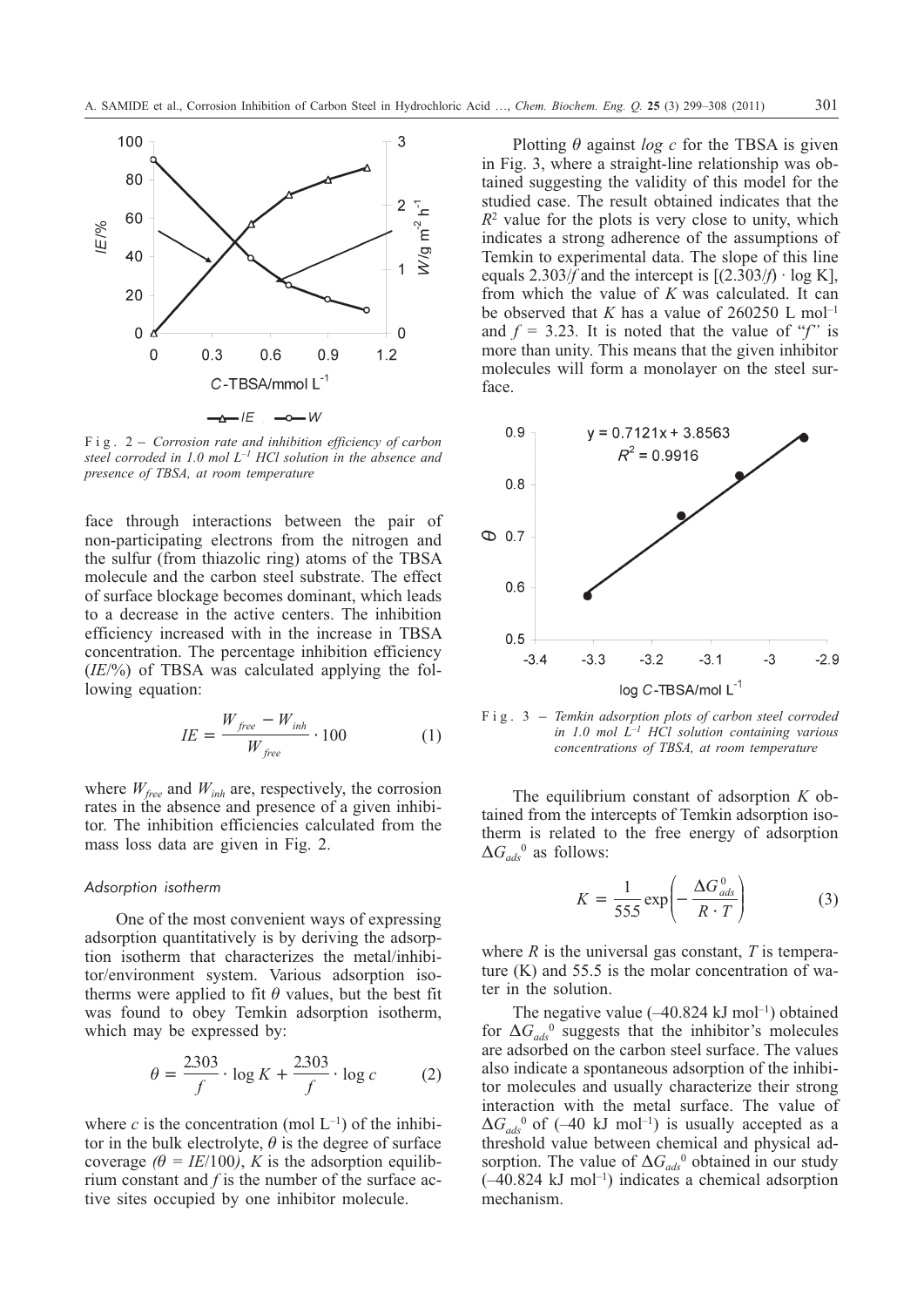Fig. 2 – *Corrosion rate and inhibition efficiency of carbon steel corroded in 1.0 mol $L^{-1}$ HCl solution in the absence and presence of TBSA, at room temperature*

face through interactions between the pair of non-participating electrons from the nitrogen and the sulfur (from thiazolic ring) atoms of the TBSA molecule and the carbon steel substrate. The effect of surface blockage becomes dominant, which leads to a decrease in the active centers. The inhibition efficiency increased with in the increase in TBSA concentration. The percentage inhibition efficiency (*IE*/%) of TBSA was calculated applying the following equation:

$$IE = \frac{W_{free} - W_{inh}}{W_{free}} \cdot 100 \qquad (1)$$

where $W_{free}$ and $W_{inh}$ are, respectively, the corrosion rates in the absence and presence of a given inhibitor. The inhibition efficiencies calculated from the mass loss data are given in Fig. 2.

### Adsorption isotherm

One of the most convenient ways of expressing adsorption quantitatively is by deriving the adsorption isotherm that characterizes the metal/inhibitor/environment system. Various adsorption isotherms were applied to fit $\theta$ values, but the best fit was found to obey Temkin adsorption isotherm, which may be expressed by:

$$\theta = \frac{2.303}{f} \cdot \log K + \frac{2.303}{f} \cdot \log c \qquad (2)$$

where $c$ is the concentration (mol $L^{-1}$) of the inhibitor in the bulk electrolyte, $\theta$ is the degree of surface coverage $(\theta = IE/100)$, $K$ is the adsorption equilibrium constant and $f$ is the number of the surface active sites occupied by one inhibitor molecule.

Plotting $\theta$ against $\log c$ for the TBSA is given in Fig. 3, where a straight-line relationship was obtained suggesting the validity of this model for the studied case. The result obtained indicates that the $R^2$ value for the plots is very close to unity, which indicates a strong adherence of the assumptions of Temkin to experimental data. The slope of this line equals $2.303/f$ and the intercept is $[(2.303/f) \cdot \log K]$, from which the value of $K$ was calculated. It can be observed that $K$ has a value of 260250 L $mol^{-1}$ and $f = 3.23$. It is noted that the value of "$f$" is more than unity. This means that the given inhibitor molecules will form a monolayer on the steel surface.

Fig. 3 – *Temkin adsorption plots of carbon steel corroded in 1.0 mol $L^{-1}$ HCl solution containing various concentrations of TBSA, at room temperature*

The equilibrium constant of adsorption $K$ obtained from the intercepts of Temkin adsorption isotherm is related to the free energy of adsorption $\Delta G_{ads}^0$ as follows:

$$K = \frac{1}{55.5} \exp\left(-\frac{\Delta G_{ads}^0}{R \cdot T}\right) \qquad (3)$$

where $R$ is the universal gas constant, $T$ is temperature (K) and 55.5 is the molar concentration of water in the solution.

The negative value (–40.824 kJ $mol^{-1}$) obtained for $\Delta G_{ads}^0$ suggests that the inhibitor's molecules are adsorbed on the carbon steel surface. The values also indicate a spontaneous adsorption of the inhibitor molecules and usually characterize their strong interaction with the metal surface. The value of $\Delta G_{ads}^0$ of (–40 kJ $mol^{-1}$) is usually accepted as a threshold value between chemical and physical adsorption. The value of $\Delta G_{ads}^0$ obtained in our study (–40.824 kJ $mol^{-1}$) indicates a chemical adsorption mechanism.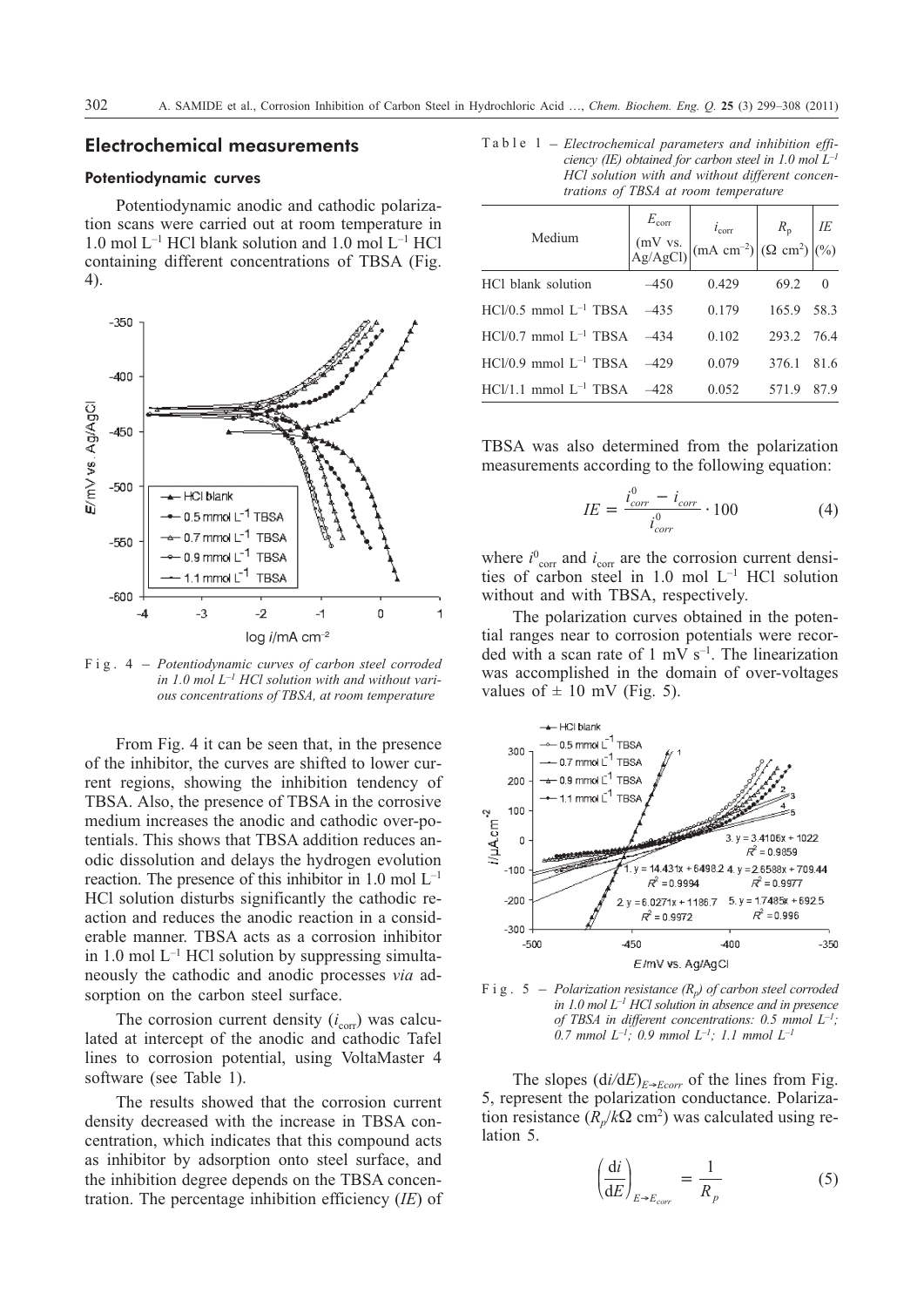## Electrochemical measurements

### Potentiodynamic curves

Potentiodynamic anodic and cathodic polarization scans were carried out at room temperature in 1.0 mol $L^{-1}$ HCl blank solution and 1.0 mol $L^{-1}$ HCl containing different concentrations of TBSA (Fig. 4).

Fig. 4 – *Potentiodynamic curves of carbon steel corroded in 1.0 mol $L^{-1}$ HCl solution with and without various concentrations of TBSA, at room temperature*

From Fig. 4 it can be seen that, in the presence of the inhibitor, the curves are shifted to lower current regions, showing the inhibition tendency of TBSA. Also, the presence of TBSA in the corrosive medium increases the anodic and cathodic over-potentials. This shows that TBSA addition reduces anodic dissolution and delays the hydrogen evolution reaction. The presence of this inhibitor in 1.0 mol $L^{-1}$ HCl solution disturbs significantly the cathodic reaction and reduces the anodic reaction in a considerable manner. TBSA acts as a corrosion inhibitor in 1.0 mol $L^{-1}$ HCl solution by suppressing simultaneously the cathodic and anodic processes *via* adsorption on the carbon steel surface.

The corrosion current density ($i_{corr}$) was calculated at intercept of the anodic and cathodic Tafel lines to corrosion potential, using VoltaMaster 4 software (see Table 1).

The results showed that the corrosion current density decreased with the increase in TBSA concentration, which indicates that this compound acts as inhibitor by adsorption onto steel surface, and the inhibition degree depends on the TBSA concentration. The percentage inhibition efficiency (*IE*) of TBSA was also determined from the polarization measurements according to the following equation:

$$IE = \frac{i^0_{corr} - i_{corr}}{i^0_{corr}} \cdot 100 \qquad (4)$$

where $i^0_{corr}$ and $i_{corr}$ are the corrosion current densities of carbon steel in 1.0 mol $L^{-1}$ HCl solution without and with TBSA, respectively.

The polarization curves obtained in the potential ranges near to corrosion potentials were recorded with a scan rate of 1 mV $s^{-1}$. The linearization was accomplished in the domain of over-voltages values of ± 10 mV (Fig. 5).

Table 1 – *Electrochemical parameters and inhibition efficiency (IE) obtained for carbon steel in 1.0 mol $L^{-1}$ HCl solution with and without different concentrations of TBSA at room temperature*

| Medium | $E_{corr}$ (mV vs. Ag/AgCl) | $i_{corr}$ (mA $cm^{-2}$) | $R_p$ (Ω $cm^2$) | *IE* (%) |
|---|---|---|---|---|
| HCl blank solution | –450 | 0.429 | 69.2 | 0 |
| HCl/0.5 mmol $L^{-1}$ TBSA | –435 | 0.179 | 165.9 | 58.3 |
| HCl/0.7 mmol $L^{-1}$ TBSA | –434 | 0.102 | 293.2 | 76.4 |
| HCl/0.9 mmol $L^{-1}$ TBSA | –429 | 0.079 | 376.1 | 81.6 |
| HCl/1.1 mmol $L^{-1}$ TBSA | –428 | 0.052 | 571.9 | 87.9 |

Fig. 5 – *Polarization resistance ($R_p$) of carbon steel corroded in 1.0 mol $L^{-1}$ HCl solution in absence and in presence of TBSA in different concentrations: 0.5 mmol $L^{-1}$; 0.7 mmol $L^{-1}$; 0.9 mmol $L^{-1}$; 1.1 mmol $L^{-1}$*

The slopes $(\mathrm{d}i/\mathrm{d}E)_{E \to Ecorr}$ of the lines from Fig. 5, represent the polarization conductance. Polarization resistance ($R_p$/kΩ $cm^2$) was calculated using relation 5.

$$\left(\frac{\mathrm{d}i}{\mathrm{d}E}\right)_{E \to E_{corr}} = \frac{1}{R_p} \qquad (5)$$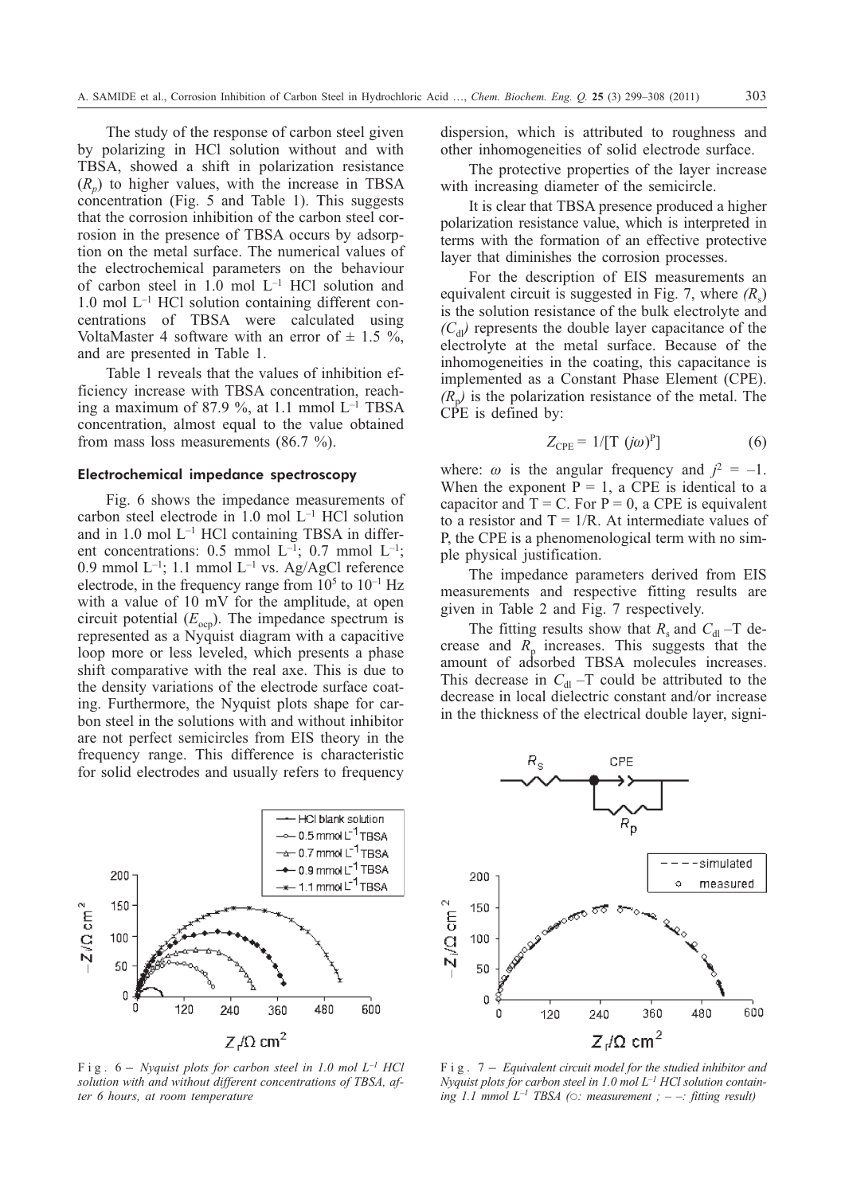The study of the response of carbon steel given by polarizing in HCl solution without and with TBSA, showed a shift in polarization resistance ($R_p$) to higher values, with the increase in TBSA concentration (Fig. 5 and Table 1). This suggests that the corrosion inhibition of the carbon steel corrosion in the presence of TBSA occurs by adsorption on the metal surface. The numerical values of the electrochemical parameters on the behaviour of carbon steel in 1.0 mol $L^{-1}$ HCl solution and 1.0 mol $L^{-1}$ HCl solution containing different concentrations of TBSA were calculated using VoltaMaster 4 software with an error of ± 1.5 %, and are presented in Table 1.

Table 1 reveals that the values of inhibition efficiency increase with TBSA concentration, reaching a maximum of 87.9 %, at 1.1 mmol $L^{-1}$ TBSA concentration, almost equal to the value obtained from mass loss measurements (86.7 %).

### Electrochemical impedance spectroscopy

Fig. 6 shows the impedance measurements of carbon steel electrode in 1.0 mol $L^{-1}$ HCl solution and in 1.0 mol $L^{-1}$ HCl containing TBSA in different concentrations: 0.5 mmol $L^{-1}$; 0.7 mmol $L^{-1}$; 0.9 mmol $L^{-1}$; 1.1 mmol $L^{-1}$ vs. Ag/AgCl reference electrode, in the frequency range from $10^5$ to $10^{-1}$ Hz with a value of 10 mV for the amplitude, at open circuit potential ($E_{ocp}$). The impedance spectrum is represented as a Nyquist diagram with a capacitive loop more or less leveled, which presents a phase shift comparative with the real axe. This is due to the density variations of the electrode surface coating. Furthermore, the Nyquist plots shape for carbon steel in the solutions with and without inhibitor are not perfect semicircles from EIS theory in the frequency range. This difference is characteristic for solid electrodes and usually refers to frequency dispersion, which is attributed to roughness and other inhomogeneities of solid electrode surface.

The protective properties of the layer increase with increasing diameter of the semicircle.

It is clear that TBSA presence produced a higher polarization resistance value, which is interpreted in terms with the formation of an effective protective layer that diminishes the corrosion processes.

For the description of EIS measurements an equivalent circuit is suggested in Fig. 7, where ($R_s$) is the solution resistance of the bulk electrolyte and ($C_{dl}$) represents the double layer capacitance of the electrolyte at the metal surface. Because of the inhomogeneities in the coating, this capacitance is implemented as a Constant Phase Element (CPE). ($R_p$) is the polarization resistance of the metal. The CPE is defined by:

$$Z_{CPE} = 1/[T\,(j\omega)^P] \tag{6}$$

where: $\omega$ is the angular frequency and $j^2 = -1$. When the exponent $P = 1$, a CPE is identical to a capacitor and $T = C$. For $P = 0$, a CPE is equivalent to a resistor and $T = 1/R$. At intermediate values of P, the CPE is a phenomenological term with no simple physical justification.

The impedance parameters derived from EIS measurements and respective fitting results are given in Table 2 and Fig. 7 respectively.

The fitting results show that $R_s$ and $C_{dl}$ –T decrease and $R_p$ increases. This suggests that the amount of adsorbed TBSA molecules increases. This decrease in $C_{dl}$ –T could be attributed to the decrease in local dielectric constant and/or increase in the thickness of the electrical double layer, signi-

Fig. 6 – *Nyquist plots for carbon steel in 1.0 mol $L^{-1}$ HCl solution with and without different concentrations of TBSA, after 6 hours, at room temperature*

Fig. 7 – *Equivalent circuit model for the studied inhibitor and Nyquist plots for carbon steel in 1.0 mol $L^{-1}$ HCl solution containing 1.1 mmol $L^{-1}$ TBSA (○: measurement ; – –: fitting result)*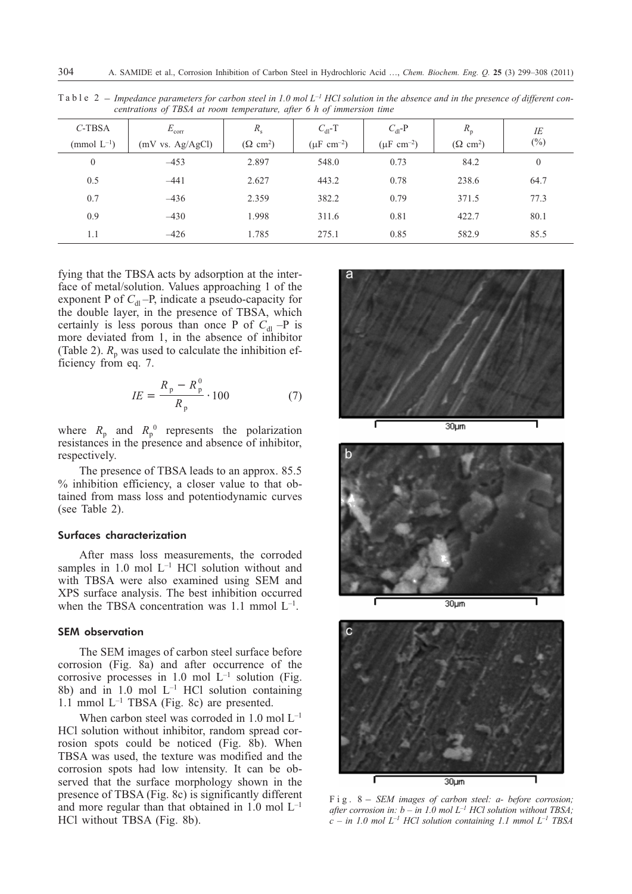Table 2 – *Impedance parameters for carbon steel in 1.0 mol $L^{-1}$ HCl solution in the absence and in the presence of different concentrations of TBSA at room temperature, after 6 h of immersion time*

| *C*-TBSA (mmol $L^{-1}$) | $E_{corr}$ (mV vs. Ag/AgCl) | $R_s$ ($\Omega$ cm$^2$) | $C_{dl}$-T ($\mu$F cm$^{-2}$) | $C_{dl}$-P ($\mu$F cm$^{-2}$) | $R_p$ ($\Omega$ cm$^2$) | *IE* (%) |
|---|---|---|---|---|---|---|
| 0 | –453 | 2.897 | 548.0 | 0.73 | 84.2 | 0 |
| 0.5 | –441 | 2.627 | 443.2 | 0.78 | 238.6 | 64.7 |
| 0.7 | –436 | 2.359 | 382.2 | 0.79 | 371.5 | 77.3 |
| 0.9 | –430 | 1.998 | 311.6 | 0.81 | 422.7 | 80.1 |
| 1.1 | –426 | 1.785 | 275.1 | 0.85 | 582.9 | 85.5 |

fying that the TBSA acts by adsorption at the interface of metal/solution. Values approaching 1 of the exponent P of $C_{dl}$–P, indicate a pseudo-capacity for the double layer, in the presence of TBSA, which certainly is less porous than once P of $C_{dl}$–P is more deviated from 1, in the absence of inhibitor (Table 2). $R_p$ was used to calculate the inhibition efficiency from eq. 7.

$$IE = \frac{R_p - R_p^0}{R_p} \cdot 100 \qquad (7)$$

where $R_p$ and $R_p^0$ represents the polarization resistances in the presence and absence of inhibitor, respectively.

The presence of TBSA leads to an approx. 85.5 % inhibition efficiency, a closer value to that obtained from mass loss and potentiodynamic curves (see Table 2).

### Surfaces characterization

After mass loss measurements, the corroded samples in 1.0 mol $L^{-1}$ HCl solution without and with TBSA were also examined using SEM and XPS surface analysis. The best inhibition occurred when the TBSA concentration was 1.1 mmol $L^{-1}$.

### SEM observation

The SEM images of carbon steel surface before corrosion (Fig. 8a) and after occurrence of the corrosive processes in 1.0 mol $L^{-1}$ solution (Fig. 8b) and in 1.0 mol $L^{-1}$ HCl solution containing 1.1 mmol $L^{-1}$ TBSA (Fig. 8c) are presented.

When carbon steel was corroded in 1.0 mol $L^{-1}$ HCl solution without inhibitor, random spread corrosion spots could be noticed (Fig. 8b). When TBSA was used, the texture was modified and the corrosion spots had low intensity. It can be observed that the surface morphology shown in the presence of TBSA (Fig. 8c) is significantly different and more regular than that obtained in 1.0 mol $L^{-1}$ HCl without TBSA (Fig. 8b).

Fig. 8 – *SEM images of carbon steel: a- before corrosion; after corrosion in: b – in 1.0 mol $L^{-1}$ HCl solution without TBSA; c – in 1.0 mol $L^{-1}$ HCl solution containing 1.1 mmol $L^{-1}$ TBSA*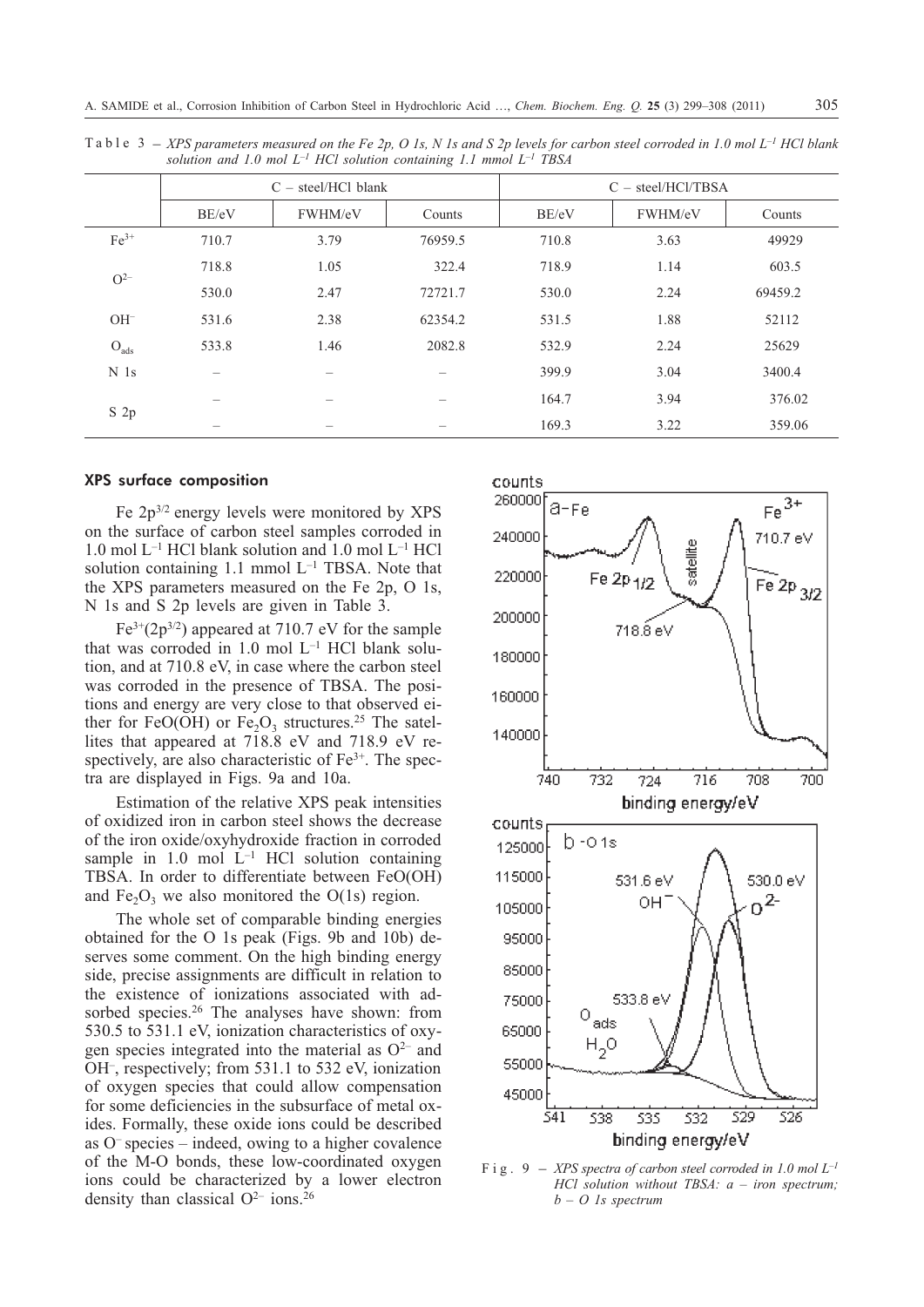Table 3 – *XPS parameters measured on the Fe 2p, O 1s, N 1s and S 2p levels for carbon steel corroded in 1.0 mol $L^{-1}$ HCl blank solution and 1.0 mol $L^{-1}$ HCl solution containing 1.1 mmol $L^{-1}$ TBSA*

| | C – steel/HCl blank | | | C – steel/HCl/TBSA | | |
|---|---|---|---|---|---|---|
| | BE/eV | FWHM/eV | Counts | BE/eV | FWHM/eV | Counts |
| $Fe^{3+}$ | 710.7 | 3.79 | 76959.5 | 710.8 | 3.63 | 49929 |
| $O^{2-}$ | 718.8 | 1.05 | 322.4 | 718.9 | 1.14 | 603.5 |
| | 530.0 | 2.47 | 72721.7 | 530.0 | 2.24 | 69459.2 |
| $OH^-$ | 531.6 | 2.38 | 62354.2 | 531.5 | 1.88 | 52112 |
| $O_{ads}$ | 533.8 | 1.46 | 2082.8 | 532.9 | 2.24 | 25629 |
| N 1s | – | – | – | 399.9 | 3.04 | 3400.4 |
| S 2p | – | – | – | 164.7 | 3.94 | 376.02 |
| | – | – | – | 169.3 | 3.22 | 359.06 |

## XPS surface composition

Fe $2p^{3/2}$ energy levels were monitored by XPS on the surface of carbon steel samples corroded in 1.0 mol $L^{-1}$ HCl blank solution and 1.0 mol $L^{-1}$ HCl solution containing 1.1 mmol $L^{-1}$ TBSA. Note that the XPS parameters measured on the Fe 2p, O 1s, N 1s and S 2p levels are given in Table 3.

$Fe^{3+}(2p^{3/2})$ appeared at 710.7 eV for the sample that was corroded in 1.0 mol $L^{-1}$ HCl blank solution, and at 710.8 eV, in case where the carbon steel was corroded in the presence of TBSA. The positions and energy are very close to that observed either for FeO(OH) or $Fe_2O_3$ structures.[25] The satellites that appeared at 718.8 eV and 718.9 eV respectively, are also characteristic of $Fe^{3+}$. The spectra are displayed in Figs. 9a and 10a.

Estimation of the relative XPS peak intensities of oxidized iron in carbon steel shows the decrease of the iron oxide/oxyhydroxide fraction in corroded sample in 1.0 mol $L^{-1}$ HCl solution containing TBSA. In order to differentiate between FeO(OH) and $Fe_2O_3$ we also monitored the O(1s) region.

The whole set of comparable binding energies obtained for the O 1s peak (Figs. 9b and 10b) deserves some comment. On the high binding energy side, precise assignments are difficult in relation to the existence of ionizations associated with adsorbed species.[26] The analyses have shown: from 530.5 to 531.1 eV, ionization characteristics of oxygen species integrated into the material as $O^{2-}$ and $OH^-$, respectively; from 531.1 to 532 eV, ionization of oxygen species that could allow compensation for some deficiencies in the subsurface of metal oxides. Formally, these oxide ions could be described as $O^-$ species – indeed, owing to a higher covalence of the M-O bonds, these low-coordinated oxygen ions could be characterized by a lower electron density than classical $O^{2-}$ ions.[26]

Fig. 9 – *XPS spectra of carbon steel corroded in 1.0 mol $L^{-1}$ HCl solution without TBSA: a – iron spectrum; b – O 1s spectrum*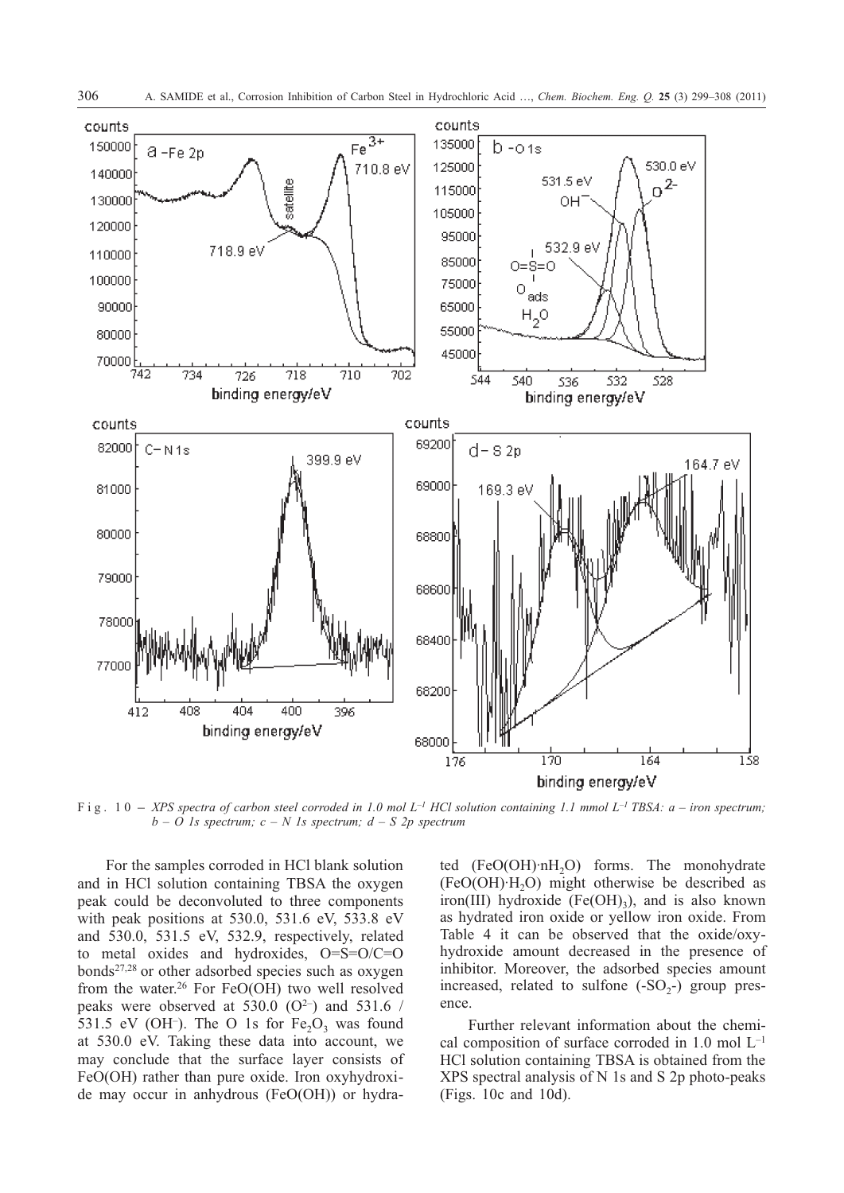Fig. 10 – *XPS spectra of carbon steel corroded in 1.0 mol $L^{-1}$ HCl solution containing 1.1 mmol $L^{-1}$ TBSA: a – iron spectrum; b – O 1s spectrum; c – N 1s spectrum; d – S 2p spectrum*

For the samples corroded in HCl blank solution and in HCl solution containing TBSA the oxygen peak could be deconvoluted to three components with peak positions at 530.0, 531.6 eV, 533.8 eV and 530.0, 531.5 eV, 532.9, respectively, related to metal oxides and hydroxides, O=S=O/C=O bonds[27,28] or other adsorbed species such as oxygen from the water.[26] For FeO(OH) two well resolved peaks were observed at 530.0 ($O^{2-}$) and 531.6 / 531.5 eV ($OH^{-}$). The O 1s for $Fe_2O_3$ was found at 530.0 eV. Taking these data into account, we may conclude that the surface layer consists of FeO(OH) rather than pure oxide. Iron oxyhydroxide may occur in anhydrous (FeO(OH)) or hydrated ($FeO(OH)\cdot nH_2O$) forms. The monohydrate ($FeO(OH)\cdot H_2O$) might otherwise be described as iron(III) hydroxide ($Fe(OH)_3$), and is also known as hydrated iron oxide or yellow iron oxide. From Table 4 it can be observed that the oxide/oxyhydroxide amount decreased in the presence of inhibitor. Moreover, the adsorbed species amount increased, related to sulfone ($-SO_2-$) group presence.

Further relevant information about the chemical composition of surface corroded in 1.0 mol $L^{-1}$ HCl solution containing TBSA is obtained from the XPS spectral analysis of N 1s and S 2p photo-peaks (Figs. 10c and 10d).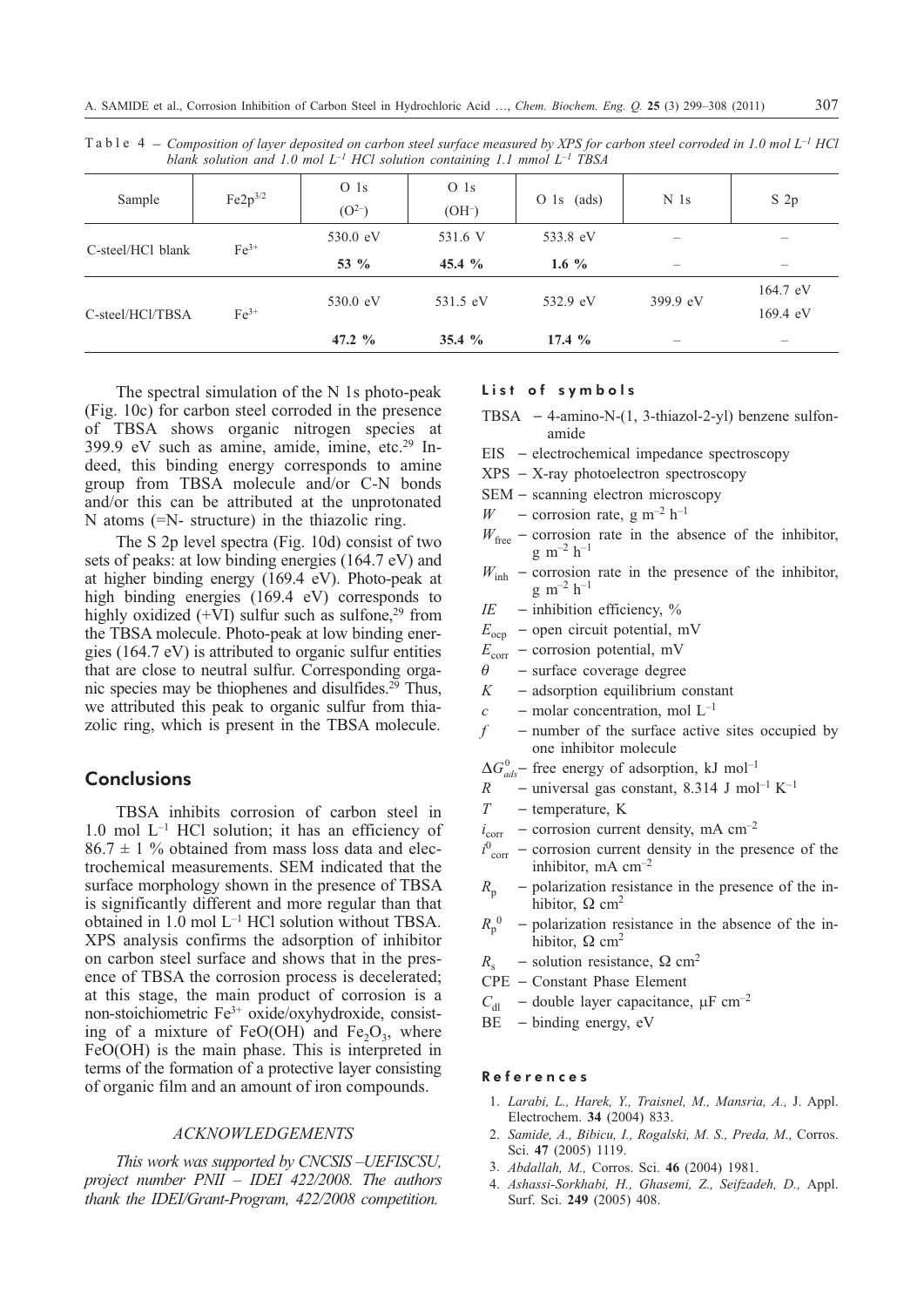Table 4 – *Composition of layer deposited on carbon steel surface measured by XPS for carbon steel corroded in 1.0 mol $L^{-1}$ HCl blank solution and 1.0 mol $L^{-1}$ HCl solution containing 1.1 mmol $L^{-1}$ TBSA*

| Sample | $Fe2p^{3/2}$ | O 1s ($O^{2-}$) | O 1s ($OH^-$) | O 1s (ads) | N 1s | S 2p |
|---|---|---|---|---|---|---|
| C-steel/HCl blank | $Fe^{3+}$ | 530.0 eV | 531.6 V | 533.8 eV | – | – |
| | | **53 %** | **45.4 %** | **1.6 %** | – | – |
| C-steel/HCl/TBSA | $Fe^{3+}$ | 530.0 eV | 531.5 eV | 532.9 eV | 399.9 eV | 164.7 eV<br>169.4 eV |
| | | **47.2 %** | **35.4 %** | **17.4 %** | – | – |

The spectral simulation of the N 1s photo-peak (Fig. 10c) for carbon steel corroded in the presence of TBSA shows organic nitrogen species at 399.9 eV such as amine, amide, imine, etc.[29] Indeed, this binding energy corresponds to amine group from TBSA molecule and/or C-N bonds and/or this can be attributed at the unprotonated N atoms (=N- structure) in the thiazolic ring.

The S 2p level spectra (Fig. 10d) consist of two sets of peaks: at low binding energies (164.7 eV) and at higher binding energy (169.4 eV). Photo-peak at high binding energies (169.4 eV) corresponds to highly oxidized (+VI) sulfur such as sulfone,[29] from the TBSA molecule. Photo-peak at low binding energies (164.7 eV) is attributed to organic sulfur entities that are close to neutral sulfur. Corresponding organic species may be thiophenes and disulfides.[29] Thus, we attributed this peak to organic sulfur from thiazolic ring, which is present in the TBSA molecule.

## Conclusions

TBSA inhibits corrosion of carbon steel in 1.0 mol $L^{-1}$ HCl solution; it has an efficiency of $86.7 \pm 1$ % obtained from mass loss data and electrochemical measurements. SEM indicated that the surface morphology shown in the presence of TBSA is significantly different and more regular than that obtained in 1.0 mol $L^{-1}$ HCl solution without TBSA. XPS analysis confirms the adsorption of inhibitor on carbon steel surface and shows that in the presence of TBSA the corrosion process is decelerated; at this stage, the main product of corrosion is a non-stoichiometric $Fe^{3+}$ oxide/oxyhydroxide, consisting of a mixture of FeO(OH) and $Fe_2O_3$, where FeO(OH) is the main phase. This is interpreted in terms of the formation of a protective layer consisting of organic film and an amount of iron compounds.

### ACKNOWLEDGEMENTS

*This work was supported by CNCSIS –UEFISCSU, project number PNII – IDEI 422/2008. The authors thank the IDEI/Grant-Program, 422/2008 competition.*

## List of symbols

- TBSA – 4-amino-N-(1, 3-thiazol-2-yl) benzene sulfonamide
- EIS – electrochemical impedance spectroscopy
- XPS – X-ray photoelectron spectroscopy
- SEM – scanning electron microscopy
- $W$ – corrosion rate, g $m^{-2}$ $h^{-1}$
- $W_{free}$ – corrosion rate in the absence of the inhibitor, g $m^{-2}$ $h^{-1}$
- $W_{inh}$ – corrosion rate in the presence of the inhibitor, g $m^{-2}$ $h^{-1}$
- $IE$ – inhibition efficiency, %
- $E_{ocp}$ – open circuit potential, mV
- $E_{corr}$ – corrosion potential, mV
- $\theta$ – surface coverage degree
- $K$ – adsorption equilibrium constant
- $c$ – molar concentration, mol $L^{-1}$
- $f$ – number of the surface active sites occupied by one inhibitor molecule
- $\Delta G^0_{ads}$ – free energy of adsorption, kJ $mol^{-1}$
- $R$ – universal gas constant, 8.314 J $mol^{-1}$ $K^{-1}$
- $T$ – temperature, K
- $i_{corr}$ – corrosion current density, mA $cm^{-2}$
- $i^0_{corr}$ – corrosion current density in the presence of the inhibitor, mA $cm^{-2}$
- $R_p$ – polarization resistance in the presence of the inhibitor, $\Omega$ $cm^2$
- $R_p^0$ – polarization resistance in the absence of the inhibitor, $\Omega$ $cm^2$
- $R_s$ – solution resistance, $\Omega$ $cm^2$
- CPE – Constant Phase Element
- $C_{dl}$ – double layer capacitance, $\mu$F $cm^{-2}$
- BE – binding energy, eV

## References

1. *Larabi, L., Harek, Y., Traisnel, M., Mansria, A.,* J. Appl. Electrochem. **34** (2004) 833.
2. *Samide, A., Bibicu, I., Rogalski, M. S., Preda, M.,* Corros. Sci. **47** (2005) 1119.
3. *Abdallah, M.,* Corros. Sci. **46** (2004) 1981.
4. *Ashassi-Sorkhabi, H., Ghasemi, Z., Seifzadeh, D.,* Appl. Surf. Sci. **249** (2005) 408.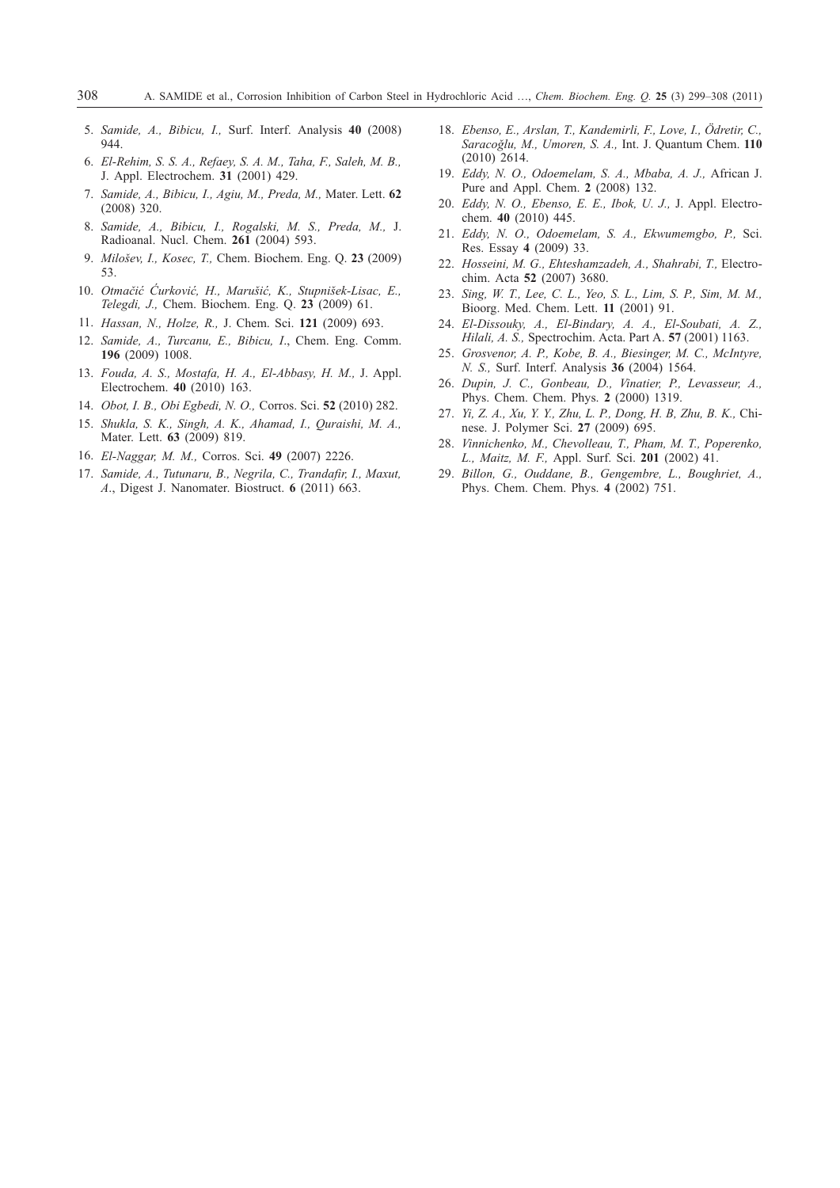5. *Samide, A., Bibicu, I.,* Surf. Interf. Analysis **40** (2008) 944.
6. *El-Rehim, S. S. A., Refaey, S. A. M., Taha, F., Saleh, M. B.,* J. Appl. Electrochem. **31** (2001) 429.
7. *Samide, A., Bibicu, I., Agiu, M., Preda, M.,* Mater. Lett. **62** (2008) 320.
8. *Samide, A., Bibicu, I., Rogalski, M. S., Preda, M.,* J. Radioanal. Nucl. Chem. **261** (2004) 593.
9. *Milošev, I., Kosec, T.,* Chem. Biochem. Eng. Q. **23** (2009) 53.
10. *Otmačić Ćurković, H., Marušić, K., Stupnišek-Lisac, E., Telegdi, J.,* Chem. Biochem. Eng. Q. **23** (2009) 61.
11. *Hassan, N., Holze, R.,* J. Chem. Sci. **121** (2009) 693.
12. *Samide, A., Turcanu, E., Bibicu, I.*, Chem. Eng. Comm. **196** (2009) 1008.
13. *Fouda, A. S., Mostafa, H. A., El-Abbasy, H. M.,* J. Appl. Electrochem. **40** (2010) 163.
14. *Obot, I. B., Obi Egbedi, N. O.,* Corros. Sci. **52** (2010) 282.
15. *Shukla, S. K., Singh, A. K., Ahamad, I., Quraishi, M. A.,* Mater. Lett. **63** (2009) 819.
16. *El-Naggar, M. M.,* Corros. Sci. **49** (2007) 2226.
17. *Samide, A., Tutunaru, B., Negrila, C., Trandafir, I., Maxut, A.*, Digest J. Nanomater. Biostruct. **6** (2011) 663.
18. *Ebenso, E., Arslan, T., Kandemirli, F., Love, I., Ödretir, C., Saracoğlu, M., Umoren, S. A.,* Int. J. Quantum Chem. **110** (2010) 2614.
19. *Eddy, N. O., Odoemelam, S. A., Mbaba, A. J.,* African J. Pure and Appl. Chem. **2** (2008) 132.
20. *Eddy, N. O., Ebenso, E. E., Ibok, U. J.,* J. Appl. Electrochem. **40** (2010) 445.
21. *Eddy, N. O., Odoemelam, S. A., Ekwumemgbo, P.,* Sci. Res. Essay **4** (2009) 33.
22. *Hosseini, M. G., Ehteshamzadeh, A., Shahrabi, T.,* Electrochim. Acta **52** (2007) 3680.
23. *Sing, W. T., Lee, C. L., Yeo, S. L., Lim, S. P., Sim, M. M.,* Bioorg. Med. Chem. Lett. **11** (2001) 91.
24. *El-Dissouky, A., El-Bindary, A. A., El-Soubati, A. Z., Hilali, A. S.,* Spectrochim. Acta. Part A. **57** (2001) 1163.
25. *Grosvenor, A. P., Kobe, B. A., Biesinger, M. C., McIntyre, N. S.,* Surf. Interf. Analysis **36** (2004) 1564.
26. *Dupin, J. C., Gonbeau, D., Vinatier, P., Levasseur, A.,* Phys. Chem. Chem. Phys. **2** (2000) 1319.
27. *Yi, Z. A., Xu, Y. Y., Zhu, L. P., Dong, H. B, Zhu, B. K.,* Chinese. J. Polymer Sci. **27** (2009) 695.
28. *Vinnichenko, M., Chevolleau, T., Pham, M. T., Poperenko, L., Maitz, M. F.,* Appl. Surf. Sci. **201** (2002) 41.
29. *Billon, G., Ouddane, B., Gengembre, L., Boughriet, A.,* Phys. Chem. Chem. Phys. **4** (2002) 751.